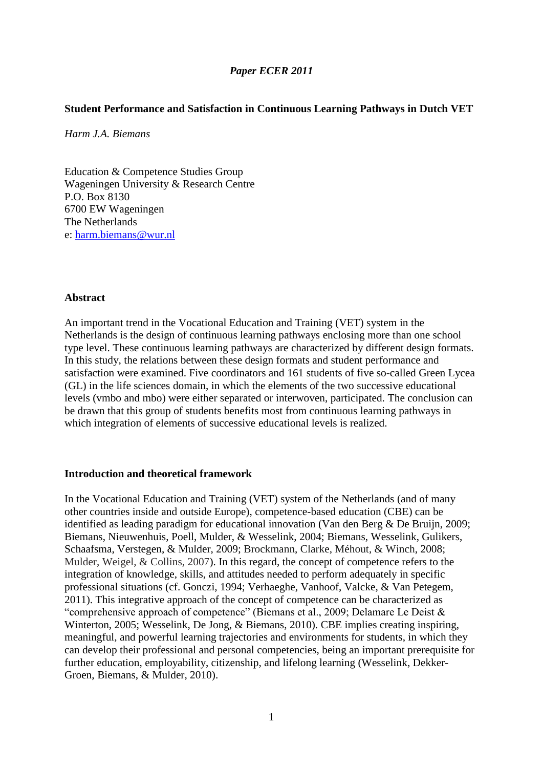*Paper ECER 2011*

# Student Performance and Satisfaction in Continuous Learning Pathways in Dutch VET

*Harm J.A. Biemans*

Education & Competence Studies Group
Wageningen University & Research Centre
P.O. Box 8130
6700 EW Wageningen
The Netherlands
e: harm.biemans@wur.nl

## Abstract

An important trend in the Vocational Education and Training (VET) system in the Netherlands is the design of continuous learning pathways enclosing more than one school type level. These continuous learning pathways are characterized by different design formats. In this study, the relations between these design formats and student performance and satisfaction were examined. Five coordinators and 161 students of five so-called Green Lycea (GL) in the life sciences domain, in which the elements of the two successive educational levels (vmbo and mbo) were either separated or interwoven, participated. The conclusion can be drawn that this group of students benefits most from continuous learning pathways in which integration of elements of successive educational levels is realized.

## Introduction and theoretical framework

In the Vocational Education and Training (VET) system of the Netherlands (and of many other countries inside and outside Europe), competence-based education (CBE) can be identified as leading paradigm for educational innovation (Van den Berg & De Bruijn, 2009; Biemans, Nieuwenhuis, Poell, Mulder, & Wesselink, 2004; Biemans, Wesselink, Gulikers, Schaafsma, Verstegen, & Mulder, 2009; Brockmann, Clarke, Méhout, & Winch, 2008; Mulder, Weigel, & Collins, 2007). In this regard, the concept of competence refers to the integration of knowledge, skills, and attitudes needed to perform adequately in specific professional situations (cf. Gonczi, 1994; Verhaeghe, Vanhoof, Valcke, & Van Petegem, 2011). This integrative approach of the concept of competence can be characterized as "comprehensive approach of competence" (Biemans et al., 2009; Delamare Le Deist & Winterton, 2005; Wesselink, De Jong, & Biemans, 2010). CBE implies creating inspiring, meaningful, and powerful learning trajectories and environments for students, in which they can develop their professional and personal competencies, being an important prerequisite for further education, employability, citizenship, and lifelong learning (Wesselink, Dekker-Groen, Biemans, & Mulder, 2010).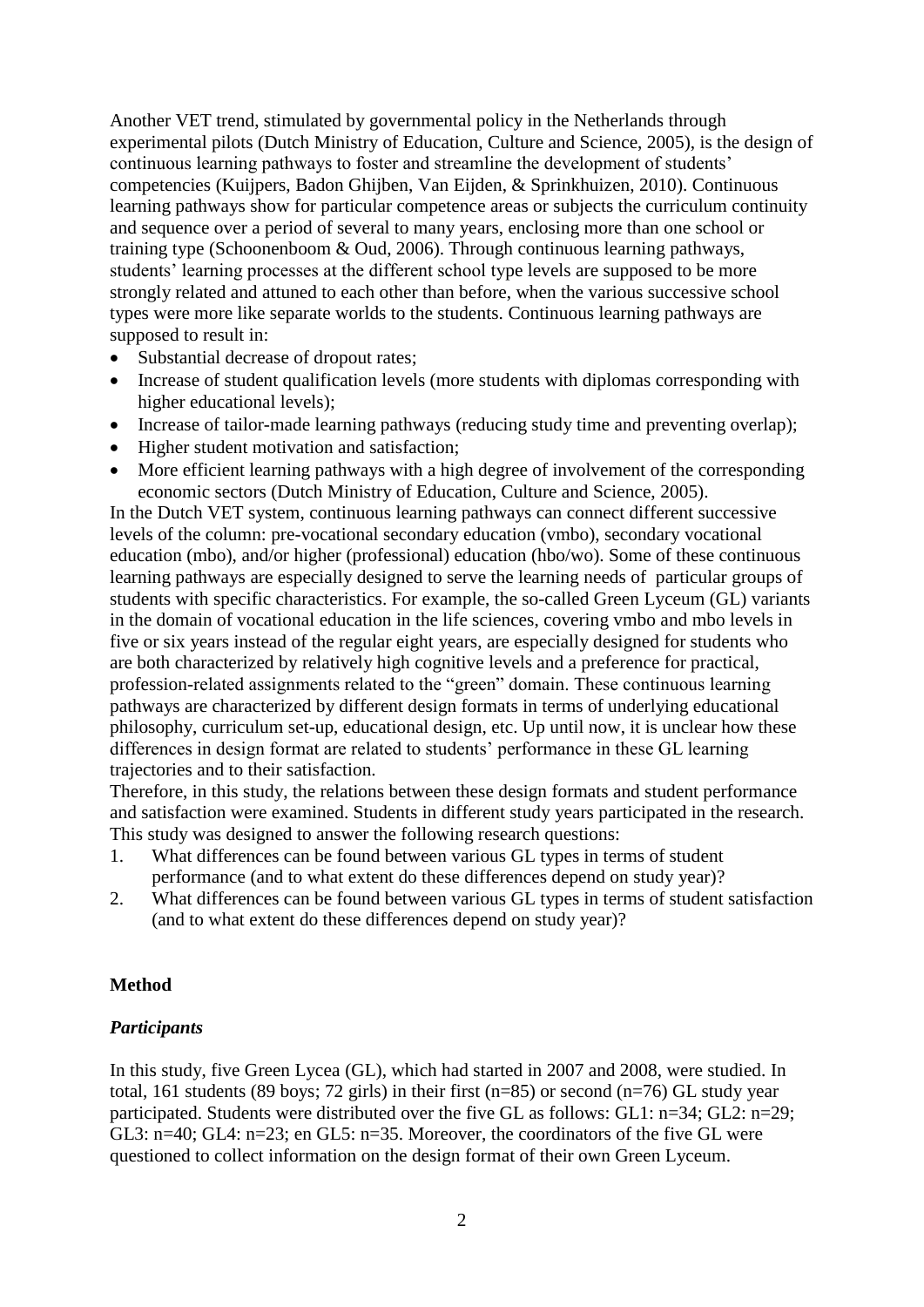Another VET trend, stimulated by governmental policy in the Netherlands through experimental pilots (Dutch Ministry of Education, Culture and Science, 2005), is the design of continuous learning pathways to foster and streamline the development of students' competencies (Kuijpers, Badon Ghijben, Van Eijden, & Sprinkhuizen, 2010). Continuous learning pathways show for particular competence areas or subjects the curriculum continuity and sequence over a period of several to many years, enclosing more than one school or training type (Schoonenboom & Oud, 2006). Through continuous learning pathways, students' learning processes at the different school type levels are supposed to be more strongly related and attuned to each other than before, when the various successive school types were more like separate worlds to the students. Continuous learning pathways are supposed to result in:

- Substantial decrease of dropout rates;
- Increase of student qualification levels (more students with diplomas corresponding with higher educational levels);
- Increase of tailor-made learning pathways (reducing study time and preventing overlap);
- Higher student motivation and satisfaction;
- More efficient learning pathways with a high degree of involvement of the corresponding economic sectors (Dutch Ministry of Education, Culture and Science, 2005).

In the Dutch VET system, continuous learning pathways can connect different successive levels of the column: pre-vocational secondary education (vmbo), secondary vocational education (mbo), and/or higher (professional) education (hbo/wo). Some of these continuous learning pathways are especially designed to serve the learning needs of particular groups of students with specific characteristics. For example, the so-called Green Lyceum (GL) variants in the domain of vocational education in the life sciences, covering vmbo and mbo levels in five or six years instead of the regular eight years, are especially designed for students who are both characterized by relatively high cognitive levels and a preference for practical, profession-related assignments related to the "green" domain. These continuous learning pathways are characterized by different design formats in terms of underlying educational philosophy, curriculum set-up, educational design, etc. Up until now, it is unclear how these differences in design format are related to students' performance in these GL learning trajectories and to their satisfaction.

Therefore, in this study, the relations between these design formats and student performance and satisfaction were examined. Students in different study years participated in the research. This study was designed to answer the following research questions:

1. What differences can be found between various GL types in terms of student performance (and to what extent do these differences depend on study year)?
2. What differences can be found between various GL types in terms of student satisfaction (and to what extent do these differences depend on study year)?

## Method

### *Participants*

In this study, five Green Lycea (GL), which had started in 2007 and 2008, were studied. In total, 161 students (89 boys; 72 girls) in their first (n=85) or second (n=76) GL study year participated. Students were distributed over the five GL as follows: GL1: n=34; GL2: n=29; GL3: n=40; GL4: n=23; en GL5: n=35. Moreover, the coordinators of the five GL were questioned to collect information on the design format of their own Green Lyceum.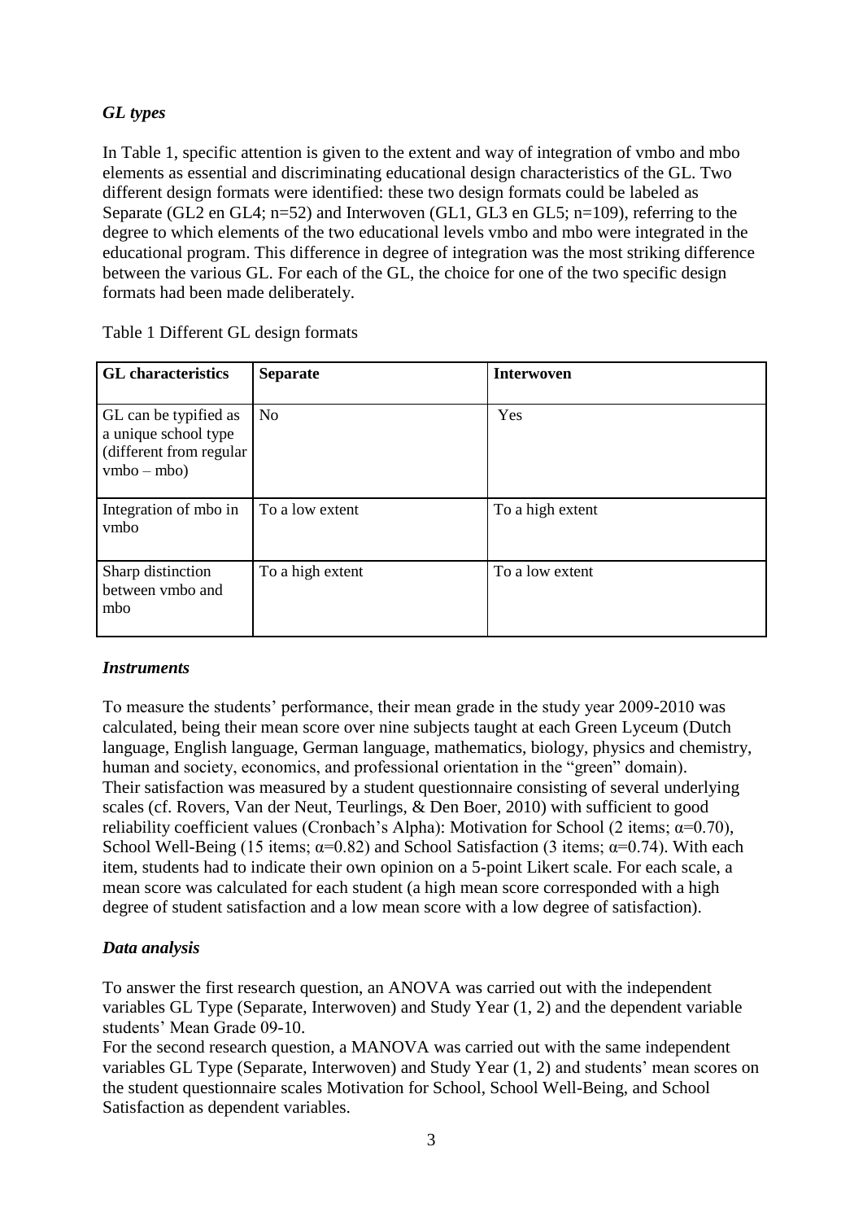### *GL types*

In Table 1, specific attention is given to the extent and way of integration of vmbo and mbo elements as essential and discriminating educational design characteristics of the GL. Two different design formats were identified: these two design formats could be labeled as Separate (GL2 en GL4; n=52) and Interwoven (GL1, GL3 en GL5; n=109), referring to the degree to which elements of the two educational levels vmbo and mbo were integrated in the educational program. This difference in degree of integration was the most striking difference between the various GL. For each of the GL, the choice for one of the two specific design formats had been made deliberately.

Table 1 Different GL design formats

| **GL characteristics** | **Separate** | **Interwoven** |
|---|---|---|
| GL can be typified as a unique school type (different from regular vmbo – mbo) | No | Yes |
| Integration of mbo in vmbo | To a low extent | To a high extent |
| Sharp distinction between vmbo and mbo | To a high extent | To a low extent |

### *Instruments*

To measure the students' performance, their mean grade in the study year 2009-2010 was calculated, being their mean score over nine subjects taught at each Green Lyceum (Dutch language, English language, German language, mathematics, biology, physics and chemistry, human and society, economics, and professional orientation in the "green" domain). Their satisfaction was measured by a student questionnaire consisting of several underlying scales (cf. Rovers, Van der Neut, Teurlings, & Den Boer, 2010) with sufficient to good reliability coefficient values (Cronbach's Alpha): Motivation for School (2 items; $\alpha=0.70$), School Well-Being (15 items; $\alpha=0.82$) and School Satisfaction (3 items; $\alpha=0.74$). With each item, students had to indicate their own opinion on a 5-point Likert scale. For each scale, a mean score was calculated for each student (a high mean score corresponded with a high degree of student satisfaction and a low mean score with a low degree of satisfaction).

### *Data analysis*

To answer the first research question, an ANOVA was carried out with the independent variables GL Type (Separate, Interwoven) and Study Year (1, 2) and the dependent variable students' Mean Grade 09-10.
For the second research question, a MANOVA was carried out with the same independent variables GL Type (Separate, Interwoven) and Study Year (1, 2) and students' mean scores on the student questionnaire scales Motivation for School, School Well-Being, and School Satisfaction as dependent variables.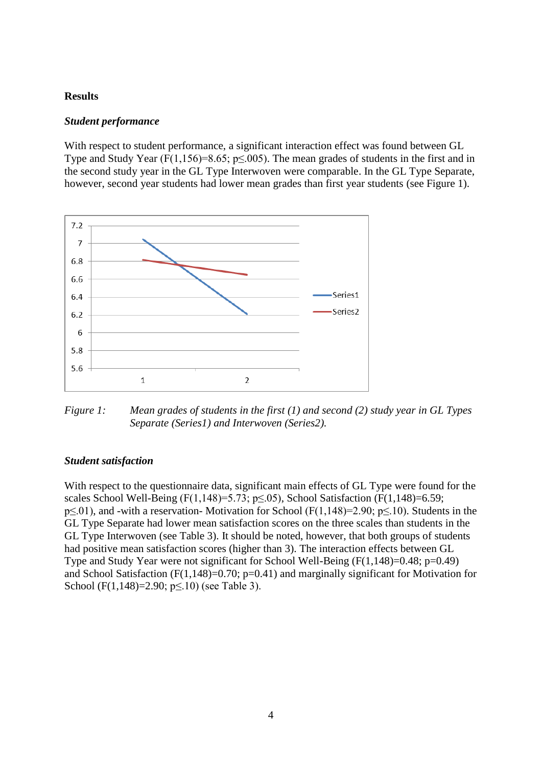**Results**

***Student performance***

With respect to student performance, a significant interaction effect was found between GL Type and Study Year ($F(1,156)=8.65$; $p \leq .005$). The mean grades of students in the first and in the second study year in the GL Type Interwoven were comparable. In the GL Type Separate, however, second year students had lower mean grades than first year students (see Figure 1).

*Figure 1:* *Mean grades of students in the first (1) and second (2) study year in GL Types Separate (Series1) and Interwoven (Series2).*

***Student satisfaction***

With respect to the questionnaire data, significant main effects of GL Type were found for the scales School Well-Being ($F(1,148)=5.73$; $p \leq .05$), School Satisfaction ($F(1,148)=6.59$; $p \leq .01$), and -with a reservation- Motivation for School ($F(1,148)=2.90$; $p \leq .10$). Students in the GL Type Separate had lower mean satisfaction scores on the three scales than students in the GL Type Interwoven (see Table 3). It should be noted, however, that both groups of students had positive mean satisfaction scores (higher than 3). The interaction effects between GL Type and Study Year were not significant for School Well-Being ($F(1,148)=0.48$; $p=0.49$) and School Satisfaction ($F(1,148)=0.70$; $p=0.41$) and marginally significant for Motivation for School ($F(1,148)=2.90$; $p \leq .10$) (see Table 3).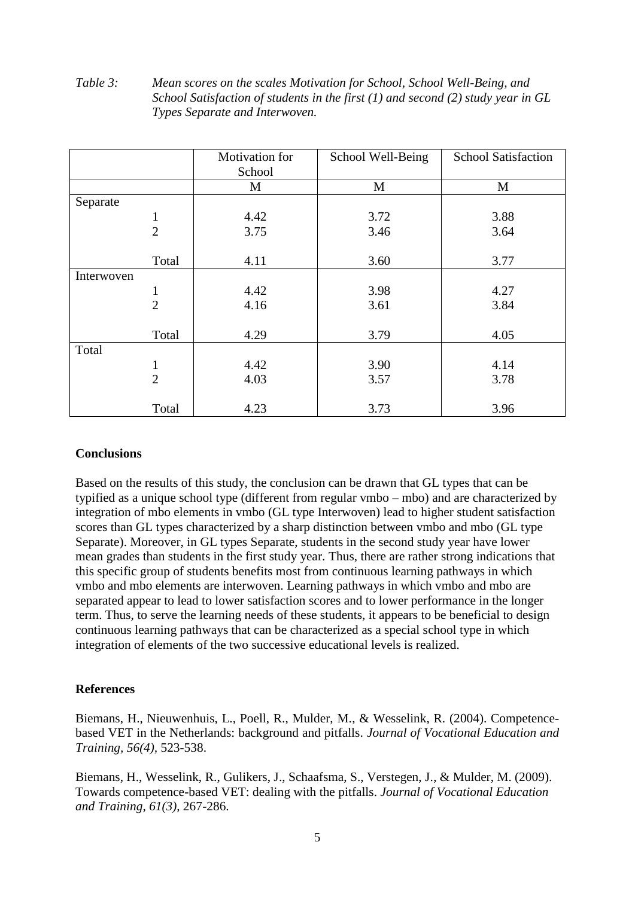*Table 3: Mean scores on the scales Motivation for School, School Well-Being, and School Satisfaction of students in the first (1) and second (2) study year in GL Types Separate and Interwoven.*

| | Motivation for School | School Well-Being | School Satisfaction |
|---|---|---|---|
| | M | M | M |
| Separate | | | |
| 1 | 4.42 | 3.72 | 3.88 |
| 2 | 3.75 | 3.46 | 3.64 |
| Total | 4.11 | 3.60 | 3.77 |
| Interwoven | | | |
| 1 | 4.42 | 3.98 | 4.27 |
| 2 | 4.16 | 3.61 | 3.84 |
| Total | 4.29 | 3.79 | 4.05 |
| Total | | | |
| 1 | 4.42 | 3.90 | 4.14 |
| 2 | 4.03 | 3.57 | 3.78 |
| Total | 4.23 | 3.73 | 3.96 |

## Conclusions

Based on the results of this study, the conclusion can be drawn that GL types that can be typified as a unique school type (different from regular vmbo – mbo) and are characterized by integration of mbo elements in vmbo (GL type Interwoven) lead to higher student satisfaction scores than GL types characterized by a sharp distinction between vmbo and mbo (GL type Separate). Moreover, in GL types Separate, students in the second study year have lower mean grades than students in the first study year. Thus, there are rather strong indications that this specific group of students benefits most from continuous learning pathways in which vmbo and mbo elements are interwoven. Learning pathways in which vmbo and mbo are separated appear to lead to lower satisfaction scores and to lower performance in the longer term. Thus, to serve the learning needs of these students, it appears to be beneficial to design continuous learning pathways that can be characterized as a special school type in which integration of elements of the two successive educational levels is realized.

## References

Biemans, H., Nieuwenhuis, L., Poell, R., Mulder, M., & Wesselink, R. (2004). Competence-based VET in the Netherlands: background and pitfalls. *Journal of Vocational Education and Training, 56(4)*, 523-538.

Biemans, H., Wesselink, R., Gulikers, J., Schaafsma, S., Verstegen, J., & Mulder, M. (2009). Towards competence-based VET: dealing with the pitfalls. *Journal of Vocational Education and Training, 61(3)*, 267-286.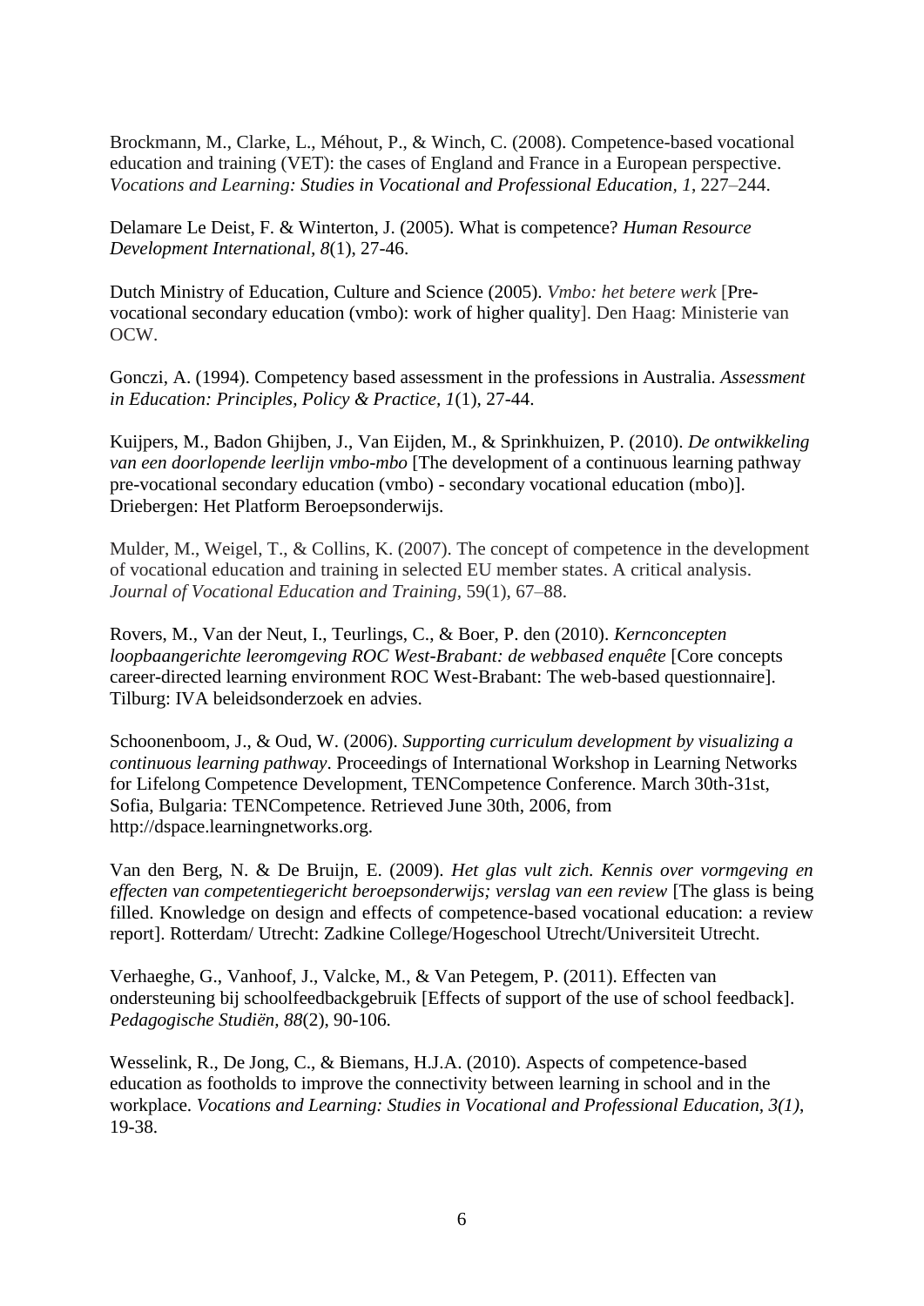Brockmann, M., Clarke, L., Méhout, P., & Winch, C. (2008). Competence-based vocational education and training (VET): the cases of England and France in a European perspective. *Vocations and Learning: Studies in Vocational and Professional Education, 1*, 227–244.

Delamare Le Deist, F. & Winterton, J. (2005). What is competence? *Human Resource Development International, 8*(1), 27-46.

Dutch Ministry of Education, Culture and Science (2005). *Vmbo: het betere werk* [Pre-vocational secondary education (vmbo): work of higher quality]. Den Haag: Ministerie van OCW.

Gonczi, A. (1994). Competency based assessment in the professions in Australia. *Assessment in Education: Principles, Policy & Practice, 1*(1), 27-44.

Kuijpers, M., Badon Ghijben, J., Van Eijden, M., & Sprinkhuizen, P. (2010). *De ontwikkeling van een doorlopende leerlijn vmbo-mbo* [The development of a continuous learning pathway pre-vocational secondary education (vmbo) - secondary vocational education (mbo)]. Driebergen: Het Platform Beroepsonderwijs.

Mulder, M., Weigel, T., & Collins, K. (2007). The concept of competence in the development of vocational education and training in selected EU member states. A critical analysis. *Journal of Vocational Education and Training*, 59(1), 67–88.

Rovers, M., Van der Neut, I., Teurlings, C., & Boer, P. den (2010). *Kernconcepten loopbaangerichte leeromgeving ROC West-Brabant: de webbased enquête* [Core concepts career-directed learning environment ROC West-Brabant: The web-based questionnaire]. Tilburg: IVA beleidsonderzoek en advies.

Schoonenboom, J., & Oud, W. (2006). *Supporting curriculum development by visualizing a continuous learning pathway*. Proceedings of International Workshop in Learning Networks for Lifelong Competence Development, TENCompetence Conference. March 30th-31st, Sofia, Bulgaria: TENCompetence. Retrieved June 30th, 2006, from http://dspace.learningnetworks.org.

Van den Berg, N. & De Bruijn, E. (2009). *Het glas vult zich. Kennis over vormgeving en effecten van competentiegericht beroepsonderwijs; verslag van een review* [The glass is being filled. Knowledge on design and effects of competence-based vocational education: a review report]. Rotterdam/ Utrecht: Zadkine College/Hogeschool Utrecht/Universiteit Utrecht.

Verhaeghe, G., Vanhoof, J., Valcke, M., & Van Petegem, P. (2011). Effecten van ondersteuning bij schoolfeedbackgebruik [Effects of support of the use of school feedback]. *Pedagogische Studiën, 88*(2), 90-106.

Wesselink, R., De Jong, C., & Biemans, H.J.A. (2010). Aspects of competence-based education as footholds to improve the connectivity between learning in school and in the workplace. *Vocations and Learning: Studies in Vocational and Professional Education, 3(1)*, 19-38.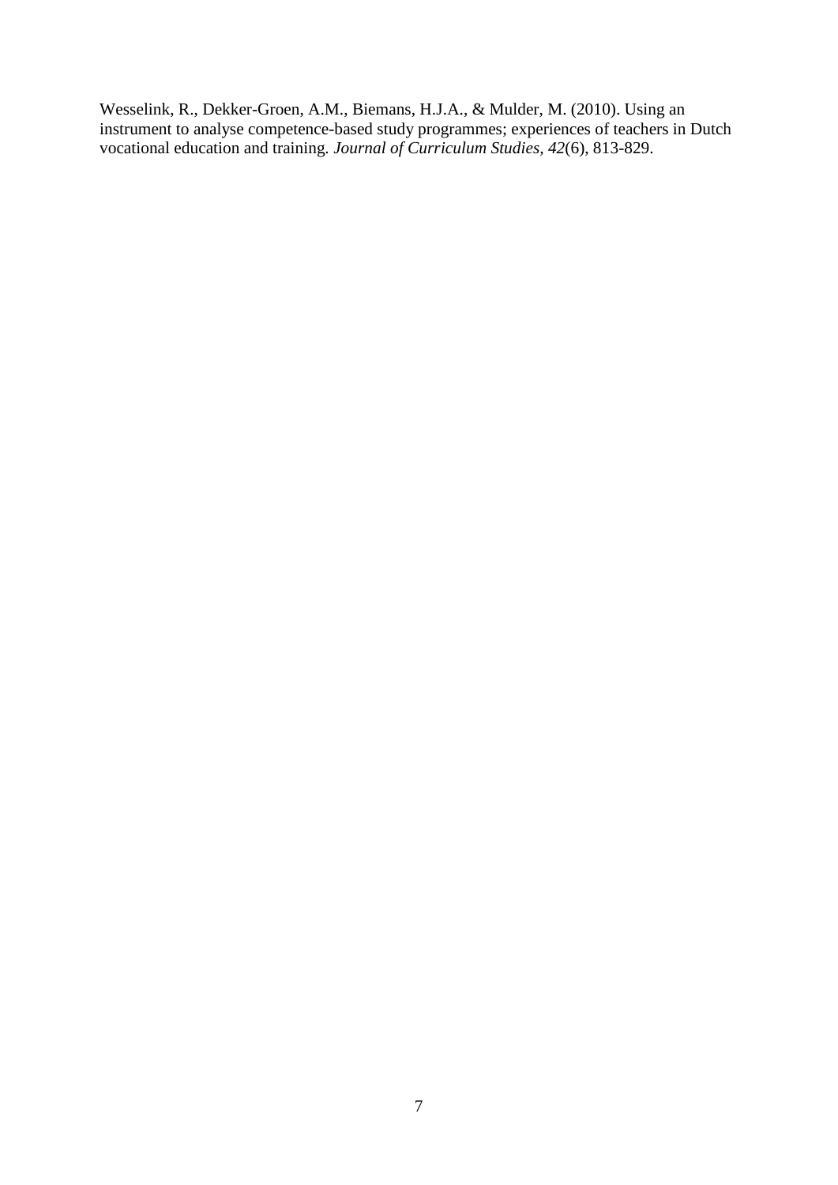Wesselink, R., Dekker-Groen, A.M., Biemans, H.J.A., & Mulder, M. (2010). Using an instrument to analyse competence-based study programmes; experiences of teachers in Dutch vocational education and training. *Journal of Curriculum Studies, 42*(6), 813-829.